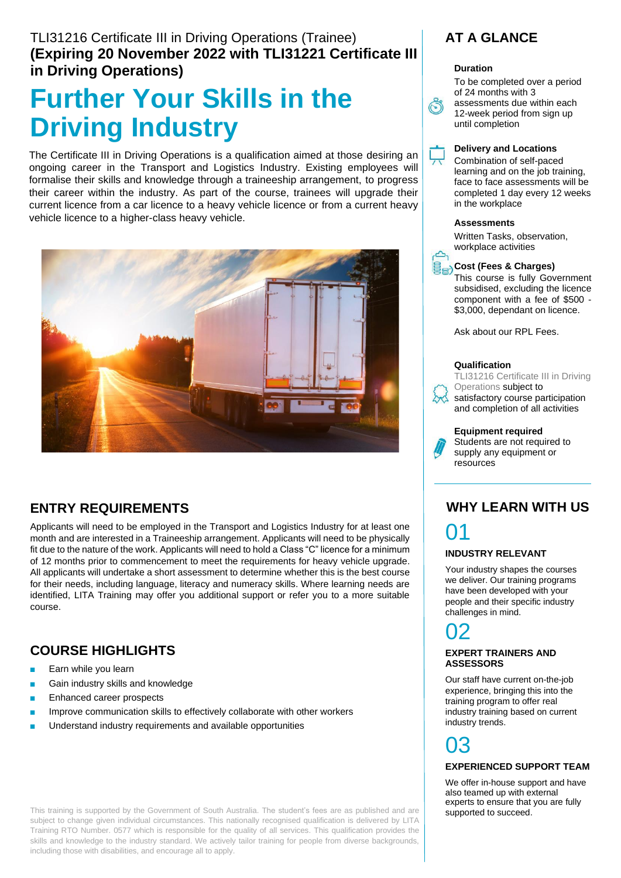TLI31216 Certificate III in Driving Operations (Trainee)
**(Expiring 20 November 2022 with TLI31221 Certificate III in Driving Operations)**

# Further Your Skills in the Driving Industry

The Certificate III in Driving Operations is a qualification aimed at those desiring an ongoing career in the Transport and Logistics Industry. Existing employees will formalise their skills and knowledge through a traineeship arrangement, to progress their career within the industry. As part of the course, trainees will upgrade their current licence from a car licence to a heavy vehicle licence or from a current heavy vehicle licence to a higher-class heavy vehicle.

## ENTRY REQUIREMENTS

Applicants will need to be employed in the Transport and Logistics Industry for at least one month and are interested in a Traineeship arrangement. Applicants will need to be physically fit due to the nature of the work. Applicants will need to hold a Class "C" licence for a minimum of 12 months prior to commencement to meet the requirements for heavy vehicle upgrade. All applicants will undertake a short assessment to determine whether this is the best course for their needs, including language, literacy and numeracy skills. Where learning needs are identified, LITA Training may offer you additional support or refer you to a more suitable course.

## COURSE HIGHLIGHTS

- Earn while you learn
- Gain industry skills and knowledge
- Enhanced career prospects
- Improve communication skills to effectively collaborate with other workers
- Understand industry requirements and available opportunities

This training is supported by the Government of South Australia. The student's fees are as published and are subject to change given individual circumstances. This nationally recognised qualification is delivered by LITA Training RTO Number. 0577 which is responsible for the quality of all services. This qualification provides the skills and knowledge to the industry standard. We actively tailor training for people from diverse backgrounds, including those with disabilities, and encourage all to apply.

## AT A GLANCE

**Duration**

To be completed over a period of 24 months with 3 assessments due within each 12-week period from sign up until completion

**Delivery and Locations**

Combination of self-paced learning and on the job training, face to face assessments will be completed 1 day every 12 weeks in the workplace

**Assessments**

Written Tasks, observation, workplace activities

**Cost (Fees & Charges)**

This course is fully Government subsidised, excluding the licence component with a fee of $500 - $3,000, dependant on licence.

Ask about our RPL Fees.

**Qualification**

TLI31216 Certificate III in Driving Operations subject to satisfactory course participation and completion of all activities

**Equipment required**

Students are not required to supply any equipment or resources

## WHY LEARN WITH US

### 01

**INDUSTRY RELEVANT**

Your industry shapes the courses we deliver. Our training programs have been developed with your people and their specific industry challenges in mind.

### 02

**EXPERT TRAINERS AND ASSESSORS**

Our staff have current on-the-job experience, bringing this into the training program to offer real industry training based on current industry trends.

### 03

**EXPERIENCED SUPPORT TEAM**

We offer in-house support and have also teamed up with external experts to ensure that you are fully supported to succeed.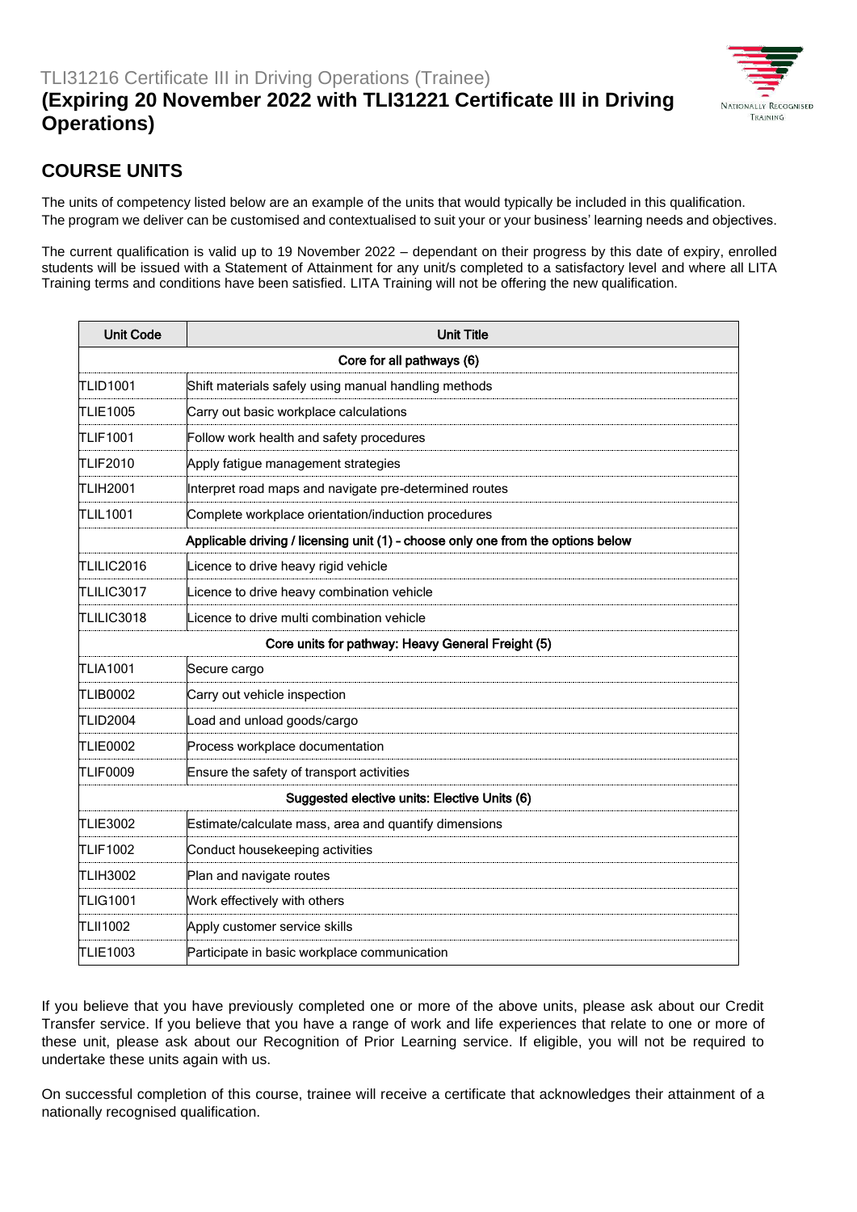TLI31216 Certificate III in Driving Operations (Trainee)

# (Expiring 20 November 2022 with TLI31221 Certificate III in Driving Operations)

## COURSE UNITS

The units of competency listed below are an example of the units that would typically be included in this qualification. The program we deliver can be customised and contextualised to suit your or your business' learning needs and objectives.

The current qualification is valid up to 19 November 2022 – dependant on their progress by this date of expiry, enrolled students will be issued with a Statement of Attainment for any unit/s completed to a satisfactory level and where all LITA Training terms and conditions have been satisfied. LITA Training will not be offering the new qualification.

| Unit Code | Unit Title |
|---|---|
| **Core for all pathways (6)** | |
| TLID1001 | Shift materials safely using manual handling methods |
| TLIE1005 | Carry out basic workplace calculations |
| TLIF1001 | Follow work health and safety procedures |
| TLIF2010 | Apply fatigue management strategies |
| TLIH2001 | Interpret road maps and navigate pre-determined routes |
| TLIL1001 | Complete workplace orientation/induction procedures |
| **Applicable driving / licensing unit (1) - choose only one from the options below** | |
| TLILIC2016 | Licence to drive heavy rigid vehicle |
| TLILIC3017 | Licence to drive heavy combination vehicle |
| TLILIC3018 | Licence to drive multi combination vehicle |
| **Core units for pathway: Heavy General Freight (5)** | |
| TLIA1001 | Secure cargo |
| TLIB0002 | Carry out vehicle inspection |
| TLID2004 | Load and unload goods/cargo |
| TLIE0002 | Process workplace documentation |
| TLIF0009 | Ensure the safety of transport activities |
| **Suggested elective units: Elective Units (6)** | |
| TLIE3002 | Estimate/calculate mass, area and quantify dimensions |
| TLIF1002 | Conduct housekeeping activities |
| TLIH3002 | Plan and navigate routes |
| TLIG1001 | Work effectively with others |
| TLII1002 | Apply customer service skills |
| TLIE1003 | Participate in basic workplace communication |

If you believe that you have previously completed one or more of the above units, please ask about our Credit Transfer service. If you believe that you have a range of work and life experiences that relate to one or more of these unit, please ask about our Recognition of Prior Learning service. If eligible, you will not be required to undertake these units again with us.

On successful completion of this course, trainee will receive a certificate that acknowledges their attainment of a nationally recognised qualification.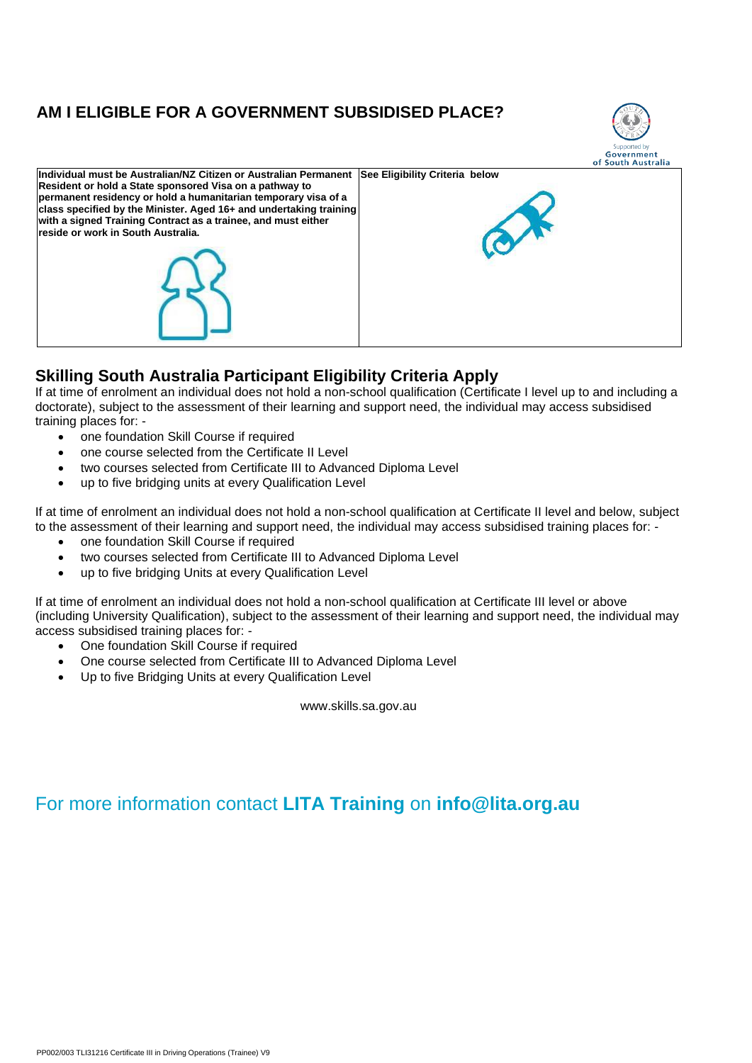# AM I ELIGIBLE FOR A GOVERNMENT SUBSIDISED PLACE?

| | |
|---|---|
| **Individual must be Australian/NZ Citizen or Australian Permanent Resident or hold a State sponsored Visa on a pathway to permanent residency or hold a humanitarian temporary visa of a class specified by the Minister. Aged 16+ and undertaking training with a signed Training Contract as a trainee, and must either reside or work in South Australia.** | **See Eligibility Criteria below** |

## Skilling South Australia Participant Eligibility Criteria Apply

If at time of enrolment an individual does not hold a non-school qualification (Certificate I level up to and including a doctorate), subject to the assessment of their learning and support need, the individual may access subsidised training places for: -

- one foundation Skill Course if required
- one course selected from the Certificate II Level
- two courses selected from Certificate III to Advanced Diploma Level
- up to five bridging units at every Qualification Level

If at time of enrolment an individual does not hold a non-school qualification at Certificate II level and below, subject to the assessment of their learning and support need, the individual may access subsidised training places for: -

- one foundation Skill Course if required
- two courses selected from Certificate III to Advanced Diploma Level
- up to five bridging Units at every Qualification Level

If at time of enrolment an individual does not hold a non-school qualification at Certificate III level or above (including University Qualification), subject to the assessment of their learning and support need, the individual may access subsidised training places for: -

- One foundation Skill Course if required
- One course selected from Certificate III to Advanced Diploma Level
- Up to five Bridging Units at every Qualification Level

www.skills.sa.gov.au

For more information contact **LITA Training** on **info@lita.org.au**

PP002/003 TLI31216 Certificate III in Driving Operations (Trainee) V9